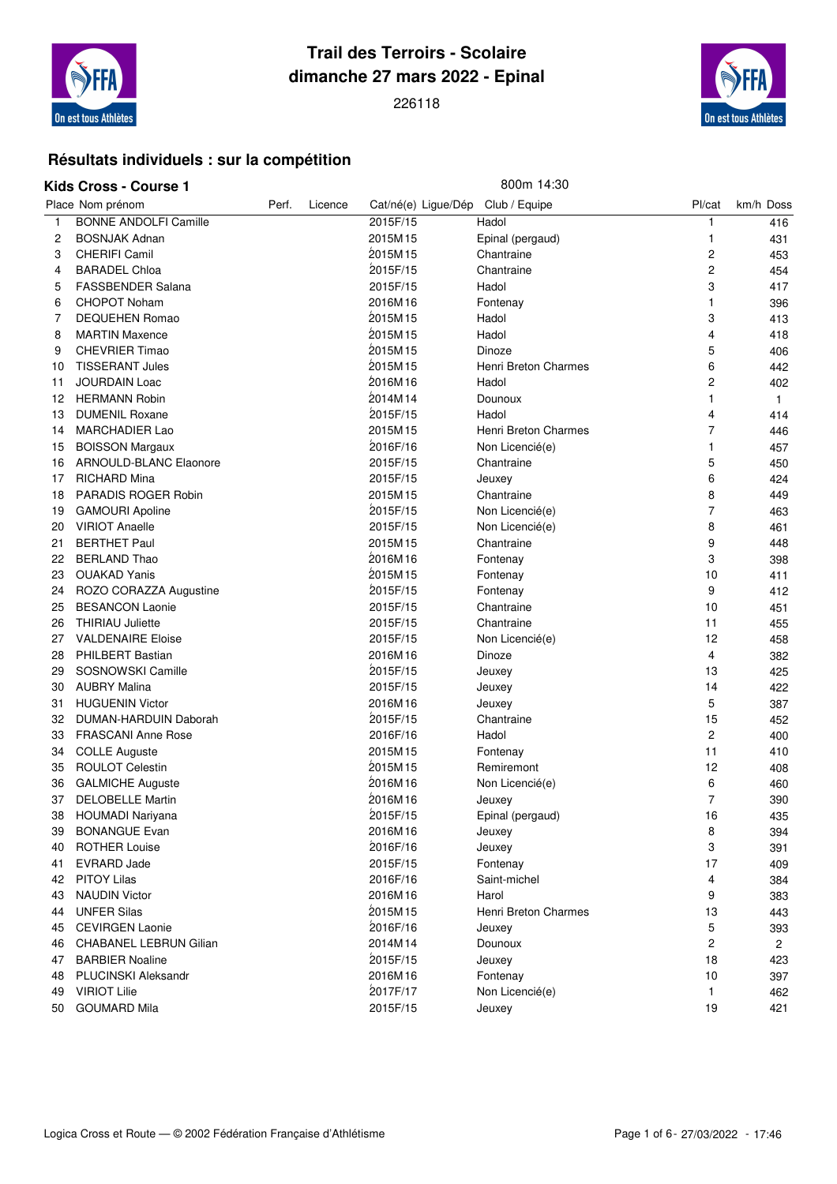# Trail des Terroirs - Scolaire
## dimanche 27 mars 2022 - Epinal

226118

## Résultats individuels : sur la compétition

### Kids Cross - Course 1

800m 14:30

| Place | Nom prénom | Perf. | Licence | Cat/né(e) | Ligue/Dép | Club / Equipe | Pl/cat | km/h | Doss |
|---|---|---|---|---|---|---|---|---|---|
| 1 | BONNE ANDOLFI Camille | | | 2015F/15 | | Hadol | 1 | | 416 |
| 2 | BOSNJAK Adnan | | | 2015M15 | | Epinal (pergaud) | 1 | | 431 |
| 3 | CHERIFI Camil | | | 2015M15 | | Chantraine | 2 | | 453 |
| 4 | BARADEL Chloa | | | 2015F/15 | | Chantraine | 2 | | 454 |
| 5 | FASSBENDER Salana | | | 2015F/15 | | Hadol | 3 | | 417 |
| 6 | CHOPOT Noham | | | 2016M16 | | Fontenay | 1 | | 396 |
| 7 | DEQUEHEN Romao | | | 2015M15 | | Hadol | 3 | | 413 |
| 8 | MARTIN Maxence | | | 2015M15 | | Hadol | 4 | | 418 |
| 9 | CHEVRIER Timao | | | 2015M15 | | Dinoze | 5 | | 406 |
| 10 | TISSERANT Jules | | | 2015M15 | | Henri Breton Charmes | 6 | | 442 |
| 11 | JOURDAIN Loac | | | 2016M16 | | Hadol | 2 | | 402 |
| 12 | HERMANN Robin | | | 2014M14 | | Dounoux | 1 | | 1 |
| 13 | DUMENIL Roxane | | | 2015F/15 | | Hadol | 4 | | 414 |
| 14 | MARCHADIER Lao | | | 2015M15 | | Henri Breton Charmes | 7 | | 446 |
| 15 | BOISSON Margaux | | | 2016F/16 | | Non Licencié(e) | 1 | | 457 |
| 16 | ARNOULD-BLANC Elaonore | | | 2015F/15 | | Chantraine | 5 | | 450 |
| 17 | RICHARD Mina | | | 2015F/15 | | Jeuxey | 6 | | 424 |
| 18 | PARADIS ROGER Robin | | | 2015M15 | | Chantraine | 8 | | 449 |
| 19 | GAMOURI Apoline | | | 2015F/15 | | Non Licencié(e) | 7 | | 463 |
| 20 | VIRIOT Anaelle | | | 2015F/15 | | Non Licencié(e) | 8 | | 461 |
| 21 | BERTHET Paul | | | 2015M15 | | Chantraine | 9 | | 448 |
| 22 | BERLAND Thao | | | 2016M16 | | Fontenay | 3 | | 398 |
| 23 | OUAKAD Yanis | | | 2015M15 | | Fontenay | 10 | | 411 |
| 24 | ROZO CORAZZA Augustine | | | 2015F/15 | | Fontenay | 9 | | 412 |
| 25 | BESANCON Laonie | | | 2015F/15 | | Chantraine | 10 | | 451 |
| 26 | THIRIAU Juliette | | | 2015F/15 | | Chantraine | 11 | | 455 |
| 27 | VALDENAIRE Eloise | | | 2015F/15 | | Non Licencié(e) | 12 | | 458 |
| 28 | PHILBERT Bastian | | | 2016M16 | | Dinoze | 4 | | 382 |
| 29 | SOSNOWSKI Camille | | | 2015F/15 | | Jeuxey | 13 | | 425 |
| 30 | AUBRY Malina | | | 2015F/15 | | Jeuxey | 14 | | 422 |
| 31 | HUGUENIN Victor | | | 2016M16 | | Jeuxey | 5 | | 387 |
| 32 | DUMAN-HARDUIN Daborah | | | 2015F/15 | | Chantraine | 15 | | 452 |
| 33 | FRASCANI Anne Rose | | | 2016F/16 | | Hadol | 2 | | 400 |
| 34 | COLLE Auguste | | | 2015M15 | | Fontenay | 11 | | 410 |
| 35 | ROULOT Celestin | | | 2015M15 | | Remiremont | 12 | | 408 |
| 36 | GALMICHE Auguste | | | 2016M16 | | Non Licencié(e) | 6 | | 460 |
| 37 | DELOBELLE Martin | | | 2016M16 | | Jeuxey | 7 | | 390 |
| 38 | HOUMADI Nariyana | | | 2015F/15 | | Epinal (pergaud) | 16 | | 435 |
| 39 | BONANGUE Evan | | | 2016M16 | | Jeuxey | 8 | | 394 |
| 40 | ROTHER Louise | | | 2016F/16 | | Jeuxey | 3 | | 391 |
| 41 | EVRARD Jade | | | 2015F/15 | | Fontenay | 17 | | 409 |
| 42 | PITOY Lilas | | | 2016F/16 | | Saint-michel | 4 | | 384 |
| 43 | NAUDIN Victor | | | 2016M16 | | Harol | 9 | | 383 |
| 44 | UNFER Silas | | | 2015M15 | | Henri Breton Charmes | 13 | | 443 |
| 45 | CEVIRGEN Laonie | | | 2016F/16 | | Jeuxey | 5 | | 393 |
| 46 | CHABANEL LEBRUN Gilian | | | 2014M14 | | Dounoux | 2 | | 2 |
| 47 | BARBIER Noaline | | | 2015F/15 | | Jeuxey | 18 | | 423 |
| 48 | PLUCINSKI Aleksandr | | | 2016M16 | | Fontenay | 10 | | 397 |
| 49 | VIRIOT Lilie | | | 2017F/17 | | Non Licencié(e) | 1 | | 462 |
| 50 | GOUMARD Mila | | | 2015F/15 | | Jeuxey | 19 | | 421 |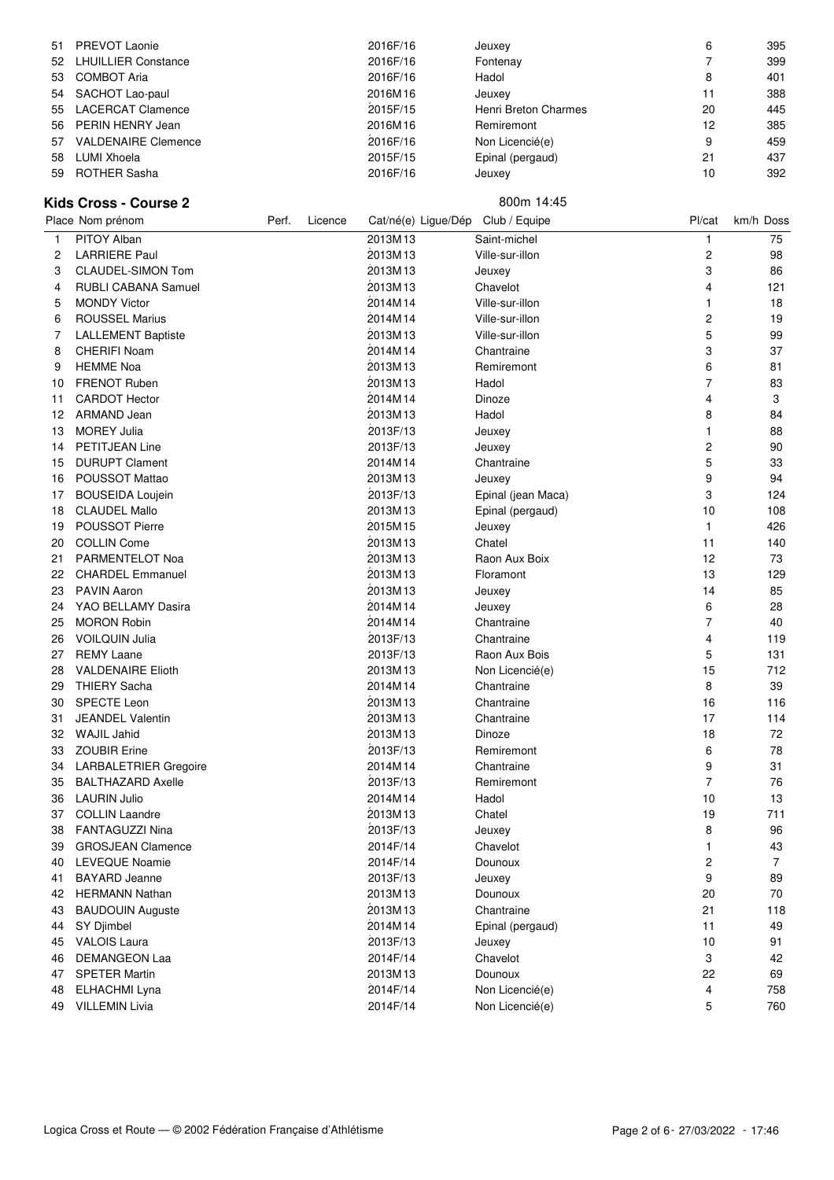| Place | Nom prénom | Perf. | Licence | Cat/né(e) | Ligue/Dép | Club / Equipe | Pl/cat | km/h | Doss |
|---|---|---|---|---|---|---|---|---|---|
| 51 | PREVOT Laonie | | | 2016F/16 | | Jeuxey | 6 | | 395 |
| 52 | LHUILLIER Constance | | | 2016F/16 | | Fontenay | 7 | | 399 |
| 53 | COMBOT Aria | | | 2016F/16 | | Hadol | 8 | | 401 |
| 54 | SACHOT Lao-paul | | | 2016M16 | | Jeuxey | 11 | | 388 |
| 55 | LACERCAT Clamence | | | 2015F/15 | | Henri Breton Charmes | 20 | | 445 |
| 56 | PERIN HENRY Jean | | | 2016M16 | | Remiremont | 12 | | 385 |
| 57 | VALDENAIRE Clemence | | | 2016F/16 | | Non Licencié(e) | 9 | | 459 |
| 58 | LUMI Xhoela | | | 2015F/15 | | Epinal (pergaud) | 21 | | 437 |
| 59 | ROTHER Sasha | | | 2016F/16 | | Jeuxey | 10 | | 392 |

## Kids Cross - Course 2

800m 14:45

| Place | Nom prénom | Perf. | Licence | Cat/né(e) | Ligue/Dép | Club / Equipe | Pl/cat | km/h | Doss |
|---|---|---|---|---|---|---|---|---|---|
| 1 | PITOY Alban | | | 2013M13 | | Saint-michel | 1 | | 75 |
| 2 | LARRIERE Paul | | | 2013M13 | | Ville-sur-illon | 2 | | 98 |
| 3 | CLAUDEL-SIMON Tom | | | 2013M13 | | Jeuxey | 3 | | 86 |
| 4 | RUBLI CABANA Samuel | | | 2013M13 | | Chavelot | 4 | | 121 |
| 5 | MONDY Victor | | | 2014M14 | | Ville-sur-illon | 1 | | 18 |
| 6 | ROUSSEL Marius | | | 2014M14 | | Ville-sur-illon | 2 | | 19 |
| 7 | LALLEMENT Baptiste | | | 2013M13 | | Ville-sur-illon | 5 | | 99 |
| 8 | CHERIFI Noam | | | 2014M14 | | Chantraine | 3 | | 37 |
| 9 | HEMME Noa | | | 2013M13 | | Remiremont | 6 | | 81 |
| 10 | FRENOT Ruben | | | 2013M13 | | Hadol | 7 | | 83 |
| 11 | CARDOT Hector | | | 2014M14 | | Dinoze | 4 | | 3 |
| 12 | ARMAND Jean | | | 2013M13 | | Hadol | 8 | | 84 |
| 13 | MOREY Julia | | | 2013F/13 | | Jeuxey | 1 | | 88 |
| 14 | PETITJEAN Line | | | 2013F/13 | | Jeuxey | 2 | | 90 |
| 15 | DURUPT Clament | | | 2014M14 | | Chantraine | 5 | | 33 |
| 16 | POUSSOT Mattao | | | 2013M13 | | Jeuxey | 9 | | 94 |
| 17 | BOUSEIDA Loujein | | | 2013F/13 | | Epinal (jean Maca) | 3 | | 124 |
| 18 | CLAUDEL Mallo | | | 2013M13 | | Epinal (pergaud) | 10 | | 108 |
| 19 | POUSSOT Pierre | | | 2015M15 | | Jeuxey | 1 | | 426 |
| 20 | COLLIN Come | | | 2013M13 | | Chatel | 11 | | 140 |
| 21 | PARMENTELOT Noa | | | 2013M13 | | Raon Aux Boix | 12 | | 73 |
| 22 | CHARDEL Emmanuel | | | 2013M13 | | Floramont | 13 | | 129 |
| 23 | PAVIN Aaron | | | 2013M13 | | Jeuxey | 14 | | 85 |
| 24 | YAO BELLAMY Dasira | | | 2014M14 | | Jeuxey | 6 | | 28 |
| 25 | MORON Robin | | | 2014M14 | | Chantraine | 7 | | 40 |
| 26 | VOILQUIN Julia | | | 2013F/13 | | Chantraine | 4 | | 119 |
| 27 | REMY Laane | | | 2013F/13 | | Raon Aux Bois | 5 | | 131 |
| 28 | VALDENAIRE Elioth | | | 2013M13 | | Non Licencié(e) | 15 | | 712 |
| 29 | THIERY Sacha | | | 2014M14 | | Chantraine | 8 | | 39 |
| 30 | SPECTE Leon | | | 2013M13 | | Chantraine | 16 | | 116 |
| 31 | JEANDEL Valentin | | | 2013M13 | | Chantraine | 17 | | 114 |
| 32 | WAJIL Jahid | | | 2013M13 | | Dinoze | 18 | | 72 |
| 33 | ZOUBIR Erine | | | 2013F/13 | | Remiremont | 6 | | 78 |
| 34 | LARBALETRIER Gregoire | | | 2014M14 | | Chantraine | 9 | | 31 |
| 35 | BALTHAZARD Axelle | | | 2013F/13 | | Remiremont | 7 | | 76 |
| 36 | LAURIN Julio | | | 2014M14 | | Hadol | 10 | | 13 |
| 37 | COLLIN Laandre | | | 2013M13 | | Chatel | 19 | | 711 |
| 38 | FANTAGUZZI Nina | | | 2013F/13 | | Jeuxey | 8 | | 96 |
| 39 | GROSJEAN Clamence | | | 2014F/14 | | Chavelot | 1 | | 43 |
| 40 | LEVEQUE Noamie | | | 2014F/14 | | Dounoux | 2 | | 7 |
| 41 | BAYARD Jeanne | | | 2013F/13 | | Jeuxey | 9 | | 89 |
| 42 | HERMANN Nathan | | | 2013M13 | | Dounoux | 20 | | 70 |
| 43 | BAUDOUIN Auguste | | | 2013M13 | | Chantraine | 21 | | 118 |
| 44 | SY Djimbel | | | 2014M14 | | Epinal (pergaud) | 11 | | 49 |
| 45 | VALOIS Laura | | | 2013F/13 | | Jeuxey | 10 | | 91 |
| 46 | DEMANGEON Laa | | | 2014F/14 | | Chavelot | 3 | | 42 |
| 47 | SPETER Martin | | | 2013M13 | | Dounoux | 22 | | 69 |
| 48 | ELHACHMI Lyna | | | 2014F/14 | | Non Licencié(e) | 4 | | 758 |
| 49 | VILLEMIN Livia | | | 2014F/14 | | Non Licencié(e) | 5 | | 760 |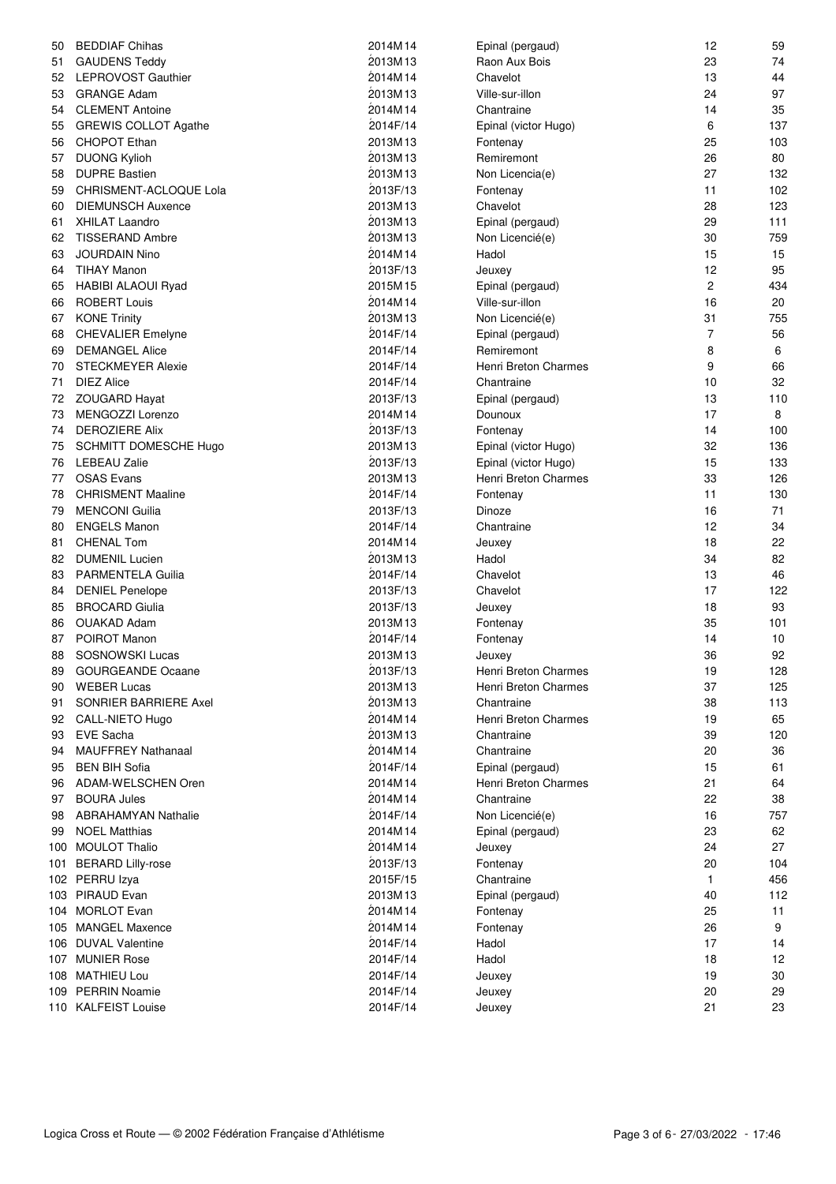| | | | | | |
|---|---|---|---|---|---|
| 50 | BEDDIAF Chihas | 2014M14 | Epinal (pergaud) | 12 | 59 |
| 51 | GAUDENS Teddy | 2013M13 | Raon Aux Bois | 23 | 74 |
| 52 | LEPROVOST Gauthier | 2014M14 | Chavelot | 13 | 44 |
| 53 | GRANGE Adam | 2013M13 | Ville-sur-illon | 24 | 97 |
| 54 | CLEMENT Antoine | 2014M14 | Chantraine | 14 | 35 |
| 55 | GREWIS COLLOT Agathe | 2014F/14 | Epinal (victor Hugo) | 6 | 137 |
| 56 | CHOPOT Ethan | 2013M13 | Fontenay | 25 | 103 |
| 57 | DUONG Kylioh | 2013M13 | Remiremont | 26 | 80 |
| 58 | DUPRE Bastien | 2013M13 | Non Licencia(e) | 27 | 132 |
| 59 | CHRISMENT-ACLOQUE Lola | 2013F/13 | Fontenay | 11 | 102 |
| 60 | DIEMUNSCH Auxence | 2013M13 | Chavelot | 28 | 123 |
| 61 | XHILAT Laandro | 2013M13 | Epinal (pergaud) | 29 | 111 |
| 62 | TISSERAND Ambre | 2013M13 | Non Licencié(e) | 30 | 759 |
| 63 | JOURDAIN Nino | 2014M14 | Hadol | 15 | 15 |
| 64 | TIHAY Manon | 2013F/13 | Jeuxey | 12 | 95 |
| 65 | HABIBI ALAOUI Ryad | 2015M15 | Epinal (pergaud) | 2 | 434 |
| 66 | ROBERT Louis | 2014M14 | Ville-sur-illon | 16 | 20 |
| 67 | KONE Trinity | 2013M13 | Non Licencié(e) | 31 | 755 |
| 68 | CHEVALIER Emelyne | 2014F/14 | Epinal (pergaud) | 7 | 56 |
| 69 | DEMANGEL Alice | 2014F/14 | Remiremont | 8 | 6 |
| 70 | STECKMEYER Alexie | 2014F/14 | Henri Breton Charmes | 9 | 66 |
| 71 | DIEZ Alice | 2014F/14 | Chantraine | 10 | 32 |
| 72 | ZOUGARD Hayat | 2013F/13 | Epinal (pergaud) | 13 | 110 |
| 73 | MENGOZZI Lorenzo | 2014M14 | Dounoux | 17 | 8 |
| 74 | DEROZIERE Alix | 2013F/13 | Fontenay | 14 | 100 |
| 75 | SCHMITT DOMESCHE Hugo | 2013M13 | Epinal (victor Hugo) | 32 | 136 |
| 76 | LEBEAU Zalie | 2013F/13 | Epinal (victor Hugo) | 15 | 133 |
| 77 | OSAS Evans | 2013M13 | Henri Breton Charmes | 33 | 126 |
| 78 | CHRISMENT Maaline | 2014F/14 | Fontenay | 11 | 130 |
| 79 | MENCONI Guilia | 2013F/13 | Dinoze | 16 | 71 |
| 80 | ENGELS Manon | 2014F/14 | Chantraine | 12 | 34 |
| 81 | CHENAL Tom | 2014M14 | Jeuxey | 18 | 22 |
| 82 | DUMENIL Lucien | 2013M13 | Hadol | 34 | 82 |
| 83 | PARMENTELA Guilia | 2014F/14 | Chavelot | 13 | 46 |
| 84 | DENIEL Penelope | 2013F/13 | Chavelot | 17 | 122 |
| 85 | BROCARD Giulia | 2013F/13 | Jeuxey | 18 | 93 |
| 86 | OUAKAD Adam | 2013M13 | Fontenay | 35 | 101 |
| 87 | POIROT Manon | 2014F/14 | Fontenay | 14 | 10 |
| 88 | SOSNOWSKI Lucas | 2013M13 | Jeuxey | 36 | 92 |
| 89 | GOURGEANDE Ocaane | 2013F/13 | Henri Breton Charmes | 19 | 128 |
| 90 | WEBER Lucas | 2013M13 | Henri Breton Charmes | 37 | 125 |
| 91 | SONRIER BARRIERE Axel | 2013M13 | Chantraine | 38 | 113 |
| 92 | CALL-NIETO Hugo | 2014M14 | Henri Breton Charmes | 19 | 65 |
| 93 | EVE Sacha | 2013M13 | Chantraine | 39 | 120 |
| 94 | MAUFFREY Nathanaal | 2014M14 | Chantraine | 20 | 36 |
| 95 | BEN BIH Sofia | 2014F/14 | Epinal (pergaud) | 15 | 61 |
| 96 | ADAM-WELSCHEN Oren | 2014M14 | Henri Breton Charmes | 21 | 64 |
| 97 | BOURA Jules | 2014M14 | Chantraine | 22 | 38 |
| 98 | ABRAHAMYAN Nathalie | 2014F/14 | Non Licencié(e) | 16 | 757 |
| 99 | NOEL Matthias | 2014M14 | Epinal (pergaud) | 23 | 62 |
| 100 | MOULOT Thalio | 2014M14 | Jeuxey | 24 | 27 |
| 101 | BERARD Lilly-rose | 2013F/13 | Fontenay | 20 | 104 |
| 102 | PERRU Izya | 2015F/15 | Chantraine | 1 | 456 |
| 103 | PIRAUD Evan | 2013M13 | Epinal (pergaud) | 40 | 112 |
| 104 | MORLOT Evan | 2014M14 | Fontenay | 25 | 11 |
| 105 | MANGEL Maxence | 2014M14 | Fontenay | 26 | 9 |
| 106 | DUVAL Valentine | 2014F/14 | Hadol | 17 | 14 |
| 107 | MUNIER Rose | 2014F/14 | Hadol | 18 | 12 |
| 108 | MATHIEU Lou | 2014F/14 | Jeuxey | 19 | 30 |
| 109 | PERRIN Noamie | 2014F/14 | Jeuxey | 20 | 29 |
| 110 | KALFEIST Louise | 2014F/14 | Jeuxey | 21 | 23 |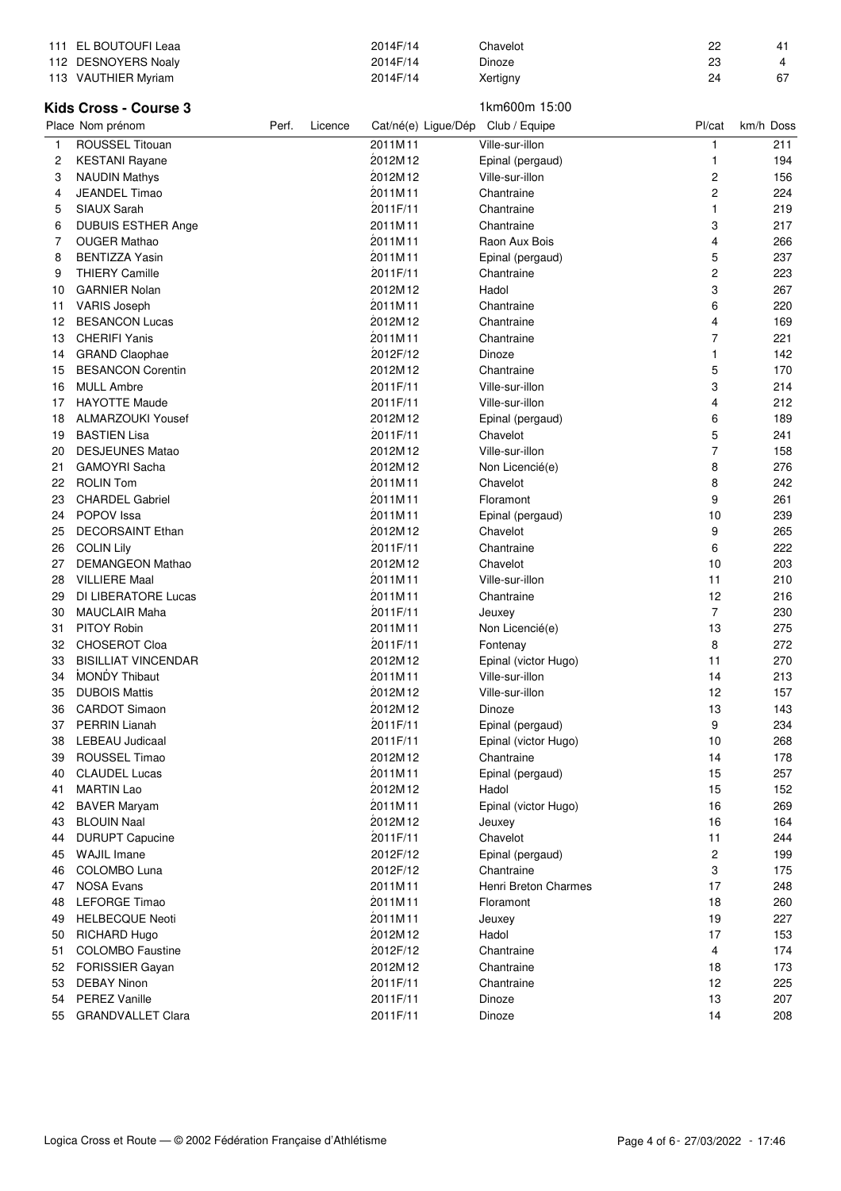| 111 | EL BOUTOUFI Leaa | | | 2014F/14 | Chavelot | 22 | 41 |
|---|---|---|---|---|---|---|---|
| 112 | DESNOYERS Noaly | | | 2014F/14 | Dinoze | 23 | 4 |
| 113 | VAUTHIER Myriam | | | 2014F/14 | Xertigny | 24 | 67 |

## Kids Cross - Course 3

1km600m 15:00

| Place | Nom prénom | Perf. | Licence | Cat/né(e) Ligue/Dép | Club / Equipe | Pl/cat | km/h Doss |
|---|---|---|---|---|---|---|---|
| 1 | ROUSSEL Titouan | | | 2011M11 | Ville-sur-illon | 1 | 211 |
| 2 | KESTANI Rayane | | | 2012M12 | Epinal (pergaud) | 1 | 194 |
| 3 | NAUDIN Mathys | | | 2012M12 | Ville-sur-illon | 2 | 156 |
| 4 | JEANDEL Timao | | | 2011M11 | Chantraine | 2 | 224 |
| 5 | SIAUX Sarah | | | 2011F/11 | Chantraine | 1 | 219 |
| 6 | DUBUIS ESTHER Ange | | | 2011M11 | Chantraine | 3 | 217 |
| 7 | OUGER Mathao | | | 2011M11 | Raon Aux Bois | 4 | 266 |
| 8 | BENTIZZA Yasin | | | 2011M11 | Epinal (pergaud) | 5 | 237 |
| 9 | THIERY Camille | | | 2011F/11 | Chantraine | 2 | 223 |
| 10 | GARNIER Nolan | | | 2012M12 | Hadol | 3 | 267 |
| 11 | VARIS Joseph | | | 2011M11 | Chantraine | 6 | 220 |
| 12 | BESANCON Lucas | | | 2012M12 | Chantraine | 4 | 169 |
| 13 | CHERIFI Yanis | | | 2011M11 | Chantraine | 7 | 221 |
| 14 | GRAND Claophae | | | 2012F/12 | Dinoze | 1 | 142 |
| 15 | BESANCON Corentin | | | 2012M12 | Chantraine | 5 | 170 |
| 16 | MULL Ambre | | | 2011F/11 | Ville-sur-illon | 3 | 214 |
| 17 | HAYOTTE Maude | | | 2011F/11 | Ville-sur-illon | 4 | 212 |
| 18 | ALMARZOUKI Yousef | | | 2012M12 | Epinal (pergaud) | 6 | 189 |
| 19 | BASTIEN Lisa | | | 2011F/11 | Chavelot | 5 | 241 |
| 20 | DESJEUNES Matao | | | 2012M12 | Ville-sur-illon | 7 | 158 |
| 21 | GAMOYRI Sacha | | | 2012M12 | Non Licencié(e) | 8 | 276 |
| 22 | ROLIN Tom | | | 2011M11 | Chavelot | 8 | 242 |
| 23 | CHARDEL Gabriel | | | 2011M11 | Floramont | 9 | 261 |
| 24 | POPOV Issa | | | 2011M11 | Epinal (pergaud) | 10 | 239 |
| 25 | DECORSAINT Ethan | | | 2012M12 | Chavelot | 9 | 265 |
| 26 | COLIN Lily | | | 2011F/11 | Chantraine | 6 | 222 |
| 27 | DEMANGEON Mathao | | | 2012M12 | Chavelot | 10 | 203 |
| 28 | VILLIERE Maal | | | 2011M11 | Ville-sur-illon | 11 | 210 |
| 29 | DI LIBERATORE Lucas | | | 2011M11 | Chantraine | 12 | 216 |
| 30 | MAUCLAIR Maha | | | 2011F/11 | Jeuxey | 7 | 230 |
| 31 | PITOY Robin | | | 2011M11 | Non Licencié(e) | 13 | 275 |
| 32 | CHOSEROT Cloa | | | 2011F/11 | Fontenay | 8 | 272 |
| 33 | BISILLIAT VINCENDAR | | | 2012M12 | Epinal (victor Hugo) | 11 | 270 |
| 34 | MONDY Thibaut | | | 2011M11 | Ville-sur-illon | 14 | 213 |
| 35 | DUBOIS Mattis | | | 2012M12 | Ville-sur-illon | 12 | 157 |
| 36 | CARDOT Simaon | | | 2012M12 | Dinoze | 13 | 143 |
| 37 | PERRIN Lianah | | | 2011F/11 | Epinal (pergaud) | 9 | 234 |
| 38 | LEBEAU Judicaal | | | 2011F/11 | Epinal (victor Hugo) | 10 | 268 |
| 39 | ROUSSEL Timao | | | 2012M12 | Chantraine | 14 | 178 |
| 40 | CLAUDEL Lucas | | | 2011M11 | Epinal (pergaud) | 15 | 257 |
| 41 | MARTIN Lao | | | 2012M12 | Hadol | 15 | 152 |
| 42 | BAVER Maryam | | | 2011M11 | Epinal (victor Hugo) | 16 | 269 |
| 43 | BLOUIN Naal | | | 2012M12 | Jeuxey | 16 | 164 |
| 44 | DURUPT Capucine | | | 2011F/11 | Chavelot | 11 | 244 |
| 45 | WAJIL Imane | | | 2012F/12 | Epinal (pergaud) | 2 | 199 |
| 46 | COLOMBO Luna | | | 2012F/12 | Chantraine | 3 | 175 |
| 47 | NOSA Evans | | | 2011M11 | Henri Breton Charmes | 17 | 248 |
| 48 | LEFORGE Timao | | | 2011M11 | Floramont | 18 | 260 |
| 49 | HELBECQUE Neoti | | | 2011M11 | Jeuxey | 19 | 227 |
| 50 | RICHARD Hugo | | | 2012M12 | Hadol | 17 | 153 |
| 51 | COLOMBO Faustine | | | 2012F/12 | Chantraine | 4 | 174 |
| 52 | FORISSIER Gayan | | | 2012M12 | Chantraine | 18 | 173 |
| 53 | DEBAY Ninon | | | 2011F/11 | Chantraine | 12 | 225 |
| 54 | PEREZ Vanille | | | 2011F/11 | Dinoze | 13 | 207 |
| 55 | GRANDVALLET Clara | | | 2011F/11 | Dinoze | 14 | 208 |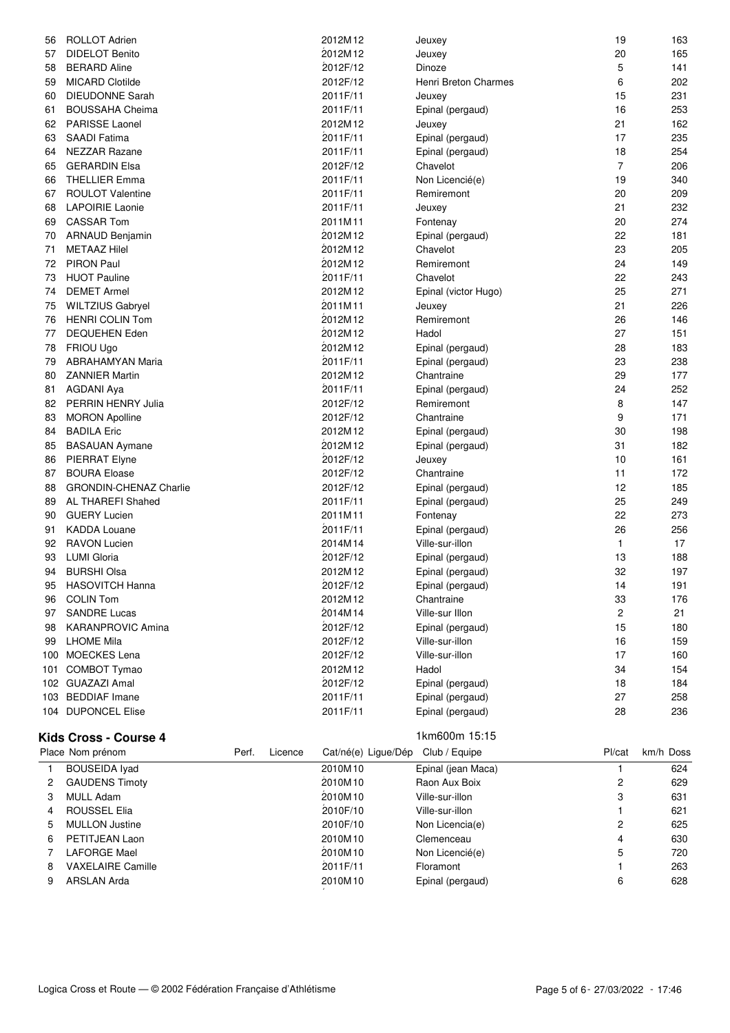| | | | | | |
|---|---|---|---|---|---|
| 56 | ROLLOT Adrien | 2012M12 | Jeuxey | 19 | 163 |
| 57 | DIDELOT Benito | 2012M12 | Jeuxey | 20 | 165 |
| 58 | BERARD Aline | 2012F/12 | Dinoze | 5 | 141 |
| 59 | MICARD Clotilde | 2012F/12 | Henri Breton Charmes | 6 | 202 |
| 60 | DIEUDONNE Sarah | 2011F/11 | Jeuxey | 15 | 231 |
| 61 | BOUSSAHA Cheima | 2011F/11 | Epinal (pergaud) | 16 | 253 |
| 62 | PARISSE Laonel | 2012M12 | Jeuxey | 21 | 162 |
| 63 | SAADI Fatima | 2011F/11 | Epinal (pergaud) | 17 | 235 |
| 64 | NEZZAR Razane | 2011F/11 | Epinal (pergaud) | 18 | 254 |
| 65 | GERARDIN Elsa | 2012F/12 | Chavelot | 7 | 206 |
| 66 | THELLIER Emma | 2011F/11 | Non Licencié(e) | 19 | 340 |
| 67 | ROULOT Valentine | 2011F/11 | Remiremont | 20 | 209 |
| 68 | LAPOIRIE Laonie | 2011F/11 | Jeuxey | 21 | 232 |
| 69 | CASSAR Tom | 2011M11 | Fontenay | 20 | 274 |
| 70 | ARNAUD Benjamin | 2012M12 | Epinal (pergaud) | 22 | 181 |
| 71 | METAAZ Hilel | 2012M12 | Chavelot | 23 | 205 |
| 72 | PIRON Paul | 2012M12 | Remiremont | 24 | 149 |
| 73 | HUOT Pauline | 2011F/11 | Chavelot | 22 | 243 |
| 74 | DEMET Armel | 2012M12 | Epinal (victor Hugo) | 25 | 271 |
| 75 | WILTZIUS Gabryel | 2011M11 | Jeuxey | 21 | 226 |
| 76 | HENRI COLIN Tom | 2012M12 | Remiremont | 26 | 146 |
| 77 | DEQUEHEN Eden | 2012M12 | Hadol | 27 | 151 |
| 78 | FRIOU Ugo | 2012M12 | Epinal (pergaud) | 28 | 183 |
| 79 | ABRAHAMYAN Maria | 2011F/11 | Epinal (pergaud) | 23 | 238 |
| 80 | ZANNIER Martin | 2012M12 | Chantraine | 29 | 177 |
| 81 | AGDANI Aya | 2011F/11 | Epinal (pergaud) | 24 | 252 |
| 82 | PERRIN HENRY Julia | 2012F/12 | Remiremont | 8 | 147 |
| 83 | MORON Apolline | 2012F/12 | Chantraine | 9 | 171 |
| 84 | BADILA Eric | 2012M12 | Epinal (pergaud) | 30 | 198 |
| 85 | BASAUAN Aymane | 2012M12 | Epinal (pergaud) | 31 | 182 |
| 86 | PIERRAT Elyne | 2012F/12 | Jeuxey | 10 | 161 |
| 87 | BOURA Eloase | 2012F/12 | Chantraine | 11 | 172 |
| 88 | GRONDIN-CHENAZ Charlie | 2012F/12 | Epinal (pergaud) | 12 | 185 |
| 89 | AL THAREFI Shahed | 2011F/11 | Epinal (pergaud) | 25 | 249 |
| 90 | GUERY Lucien | 2011M11 | Fontenay | 22 | 273 |
| 91 | KADDA Louane | 2011F/11 | Epinal (pergaud) | 26 | 256 |
| 92 | RAVON Lucien | 2014M14 | Ville-sur-illon | 1 | 17 |
| 93 | LUMI Gloria | 2012F/12 | Epinal (pergaud) | 13 | 188 |
| 94 | BURSHI Olsa | 2012M12 | Epinal (pergaud) | 32 | 197 |
| 95 | HASOVITCH Hanna | 2012F/12 | Epinal (pergaud) | 14 | 191 |
| 96 | COLIN Tom | 2012M12 | Chantraine | 33 | 176 |
| 97 | SANDRE Lucas | 2014M14 | Ville-sur Illon | 2 | 21 |
| 98 | KARANPROVIC Amina | 2012F/12 | Epinal (pergaud) | 15 | 180 |
| 99 | LHOME Mila | 2012F/12 | Ville-sur-illon | 16 | 159 |
| 100 | MOECKES Lena | 2012F/12 | Ville-sur-illon | 17 | 160 |
| 101 | COMBOT Tymao | 2012M12 | Hadol | 34 | 154 |
| 102 | GUAZAZI Amal | 2012F/12 | Epinal (pergaud) | 18 | 184 |
| 103 | BEDDIAF Imane | 2011F/11 | Epinal (pergaud) | 27 | 258 |
| 104 | DUPONCEL Elise | 2011F/11 | Epinal (pergaud) | 28 | 236 |

## Kids Cross - Course 4

1km600m 15:15

| Place | Nom prénom | Perf. | Licence | Cat/né(e) | Ligue/Dép | Club / Equipe | Pl/cat | km/h | Doss |
|---|---|---|---|---|---|---|---|---|---|
| 1 | BOUSEIDA Iyad | | | 2010M10 | | Epinal (jean Maca) | 1 | | 624 |
| 2 | GAUDENS Timoty | | | 2010M10 | | Raon Aux Boix | 2 | | 629 |
| 3 | MULL Adam | | | 2010M10 | | Ville-sur-illon | 3 | | 631 |
| 4 | ROUSSEL Elia | | | 2010F/10 | | Ville-sur-illon | 1 | | 621 |
| 5 | MULLON Justine | | | 2010F/10 | | Non Licencia(e) | 2 | | 625 |
| 6 | PETITJEAN Laon | | | 2010M10 | | Clemenceau | 4 | | 630 |
| 7 | LAFORGE Mael | | | 2010M10 | | Non Licencié(e) | 5 | | 720 |
| 8 | VAXELAIRE Camille | | | 2011F/11 | | Floramont | 1 | | 263 |
| 9 | ARSLAN Arda | | | 2010M10 | | Epinal (pergaud) | 6 | | 628 |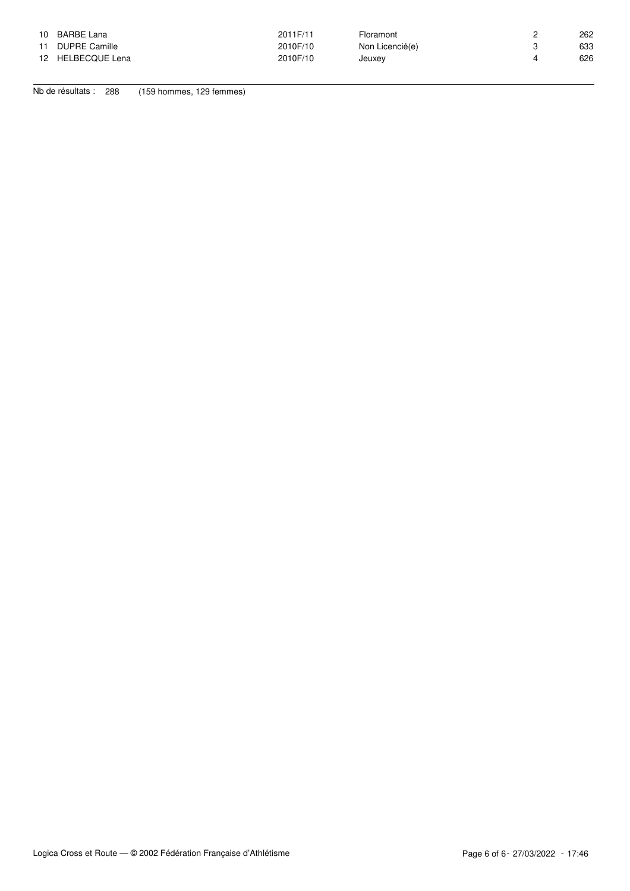| | | | | | |
|---|---|---|---|---|---|
| 10 | BARBE Lana | 2011F/11 | Floramont | 2 | 262 |
| 11 | DUPRE Camille | 2010F/10 | Non Licencié(e) | 3 | 633 |
| 12 | HELBECQUE Lena | 2010F/10 | Jeuxey | 4 | 626 |

Nb de résultats : 288 (159 hommes, 129 femmes)